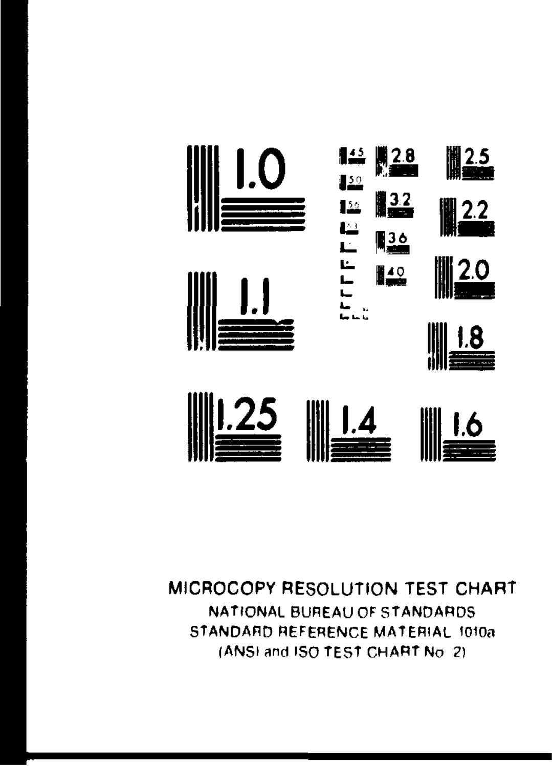MICROCOPY RESOLUTION TEST CHART

NATIONAL BUREAU OF STANDARDS

STANDARD REFERENCE MATERIAL 1010a

(ANSI and ISO TEST CHART No. 2)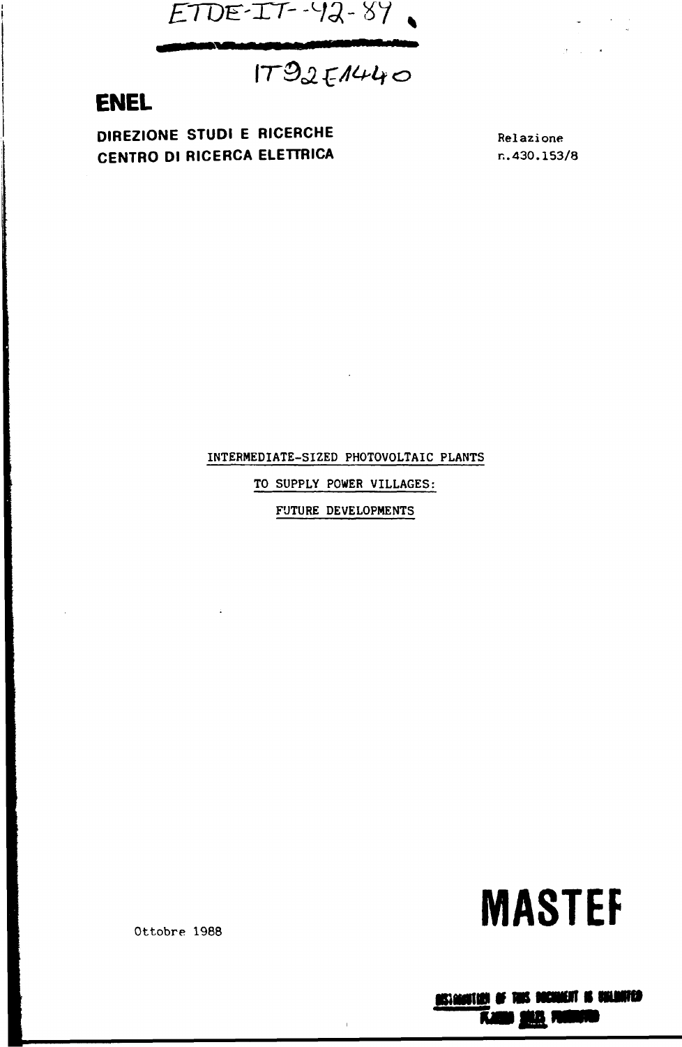ETDE-IT--92-87

IT92E1440

**ENEL**

**DIREZIONE STUDI E RICERCHE**
**CENTRO DI RICERCA ELETTRICA**

Relazione
n.430.153/8

INTERMEDIATE-SIZED PHOTOVOLTAIC PLANTS

TO SUPPLY POWER VILLAGES:

FUTURE DEVELOPMENTS

Ottobre 1988

**MASTER**

DISTRIBUTION OF THIS DOCUMENT IS UNLIMITED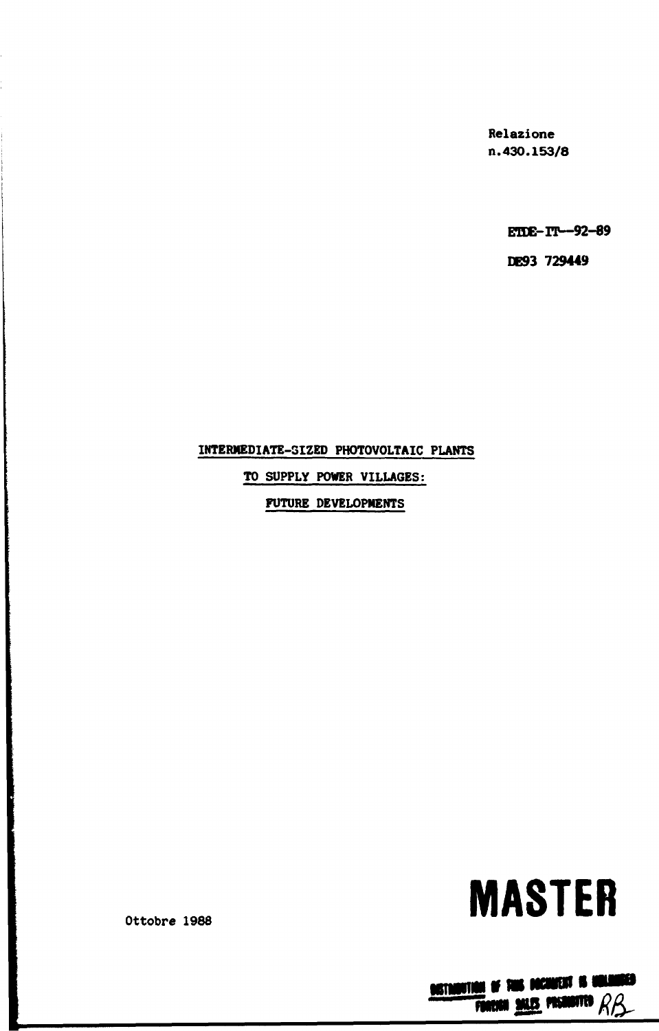Relazione
n.430.153/8

ETDE-IT--92-89

DE93 729449

# INTERMEDIATE-SIZED PHOTOVOLTAIC PLANTS

# TO SUPPLY POWER VILLAGES:

# FUTURE DEVELOPMENTS

Ottobre 1988

**MASTER**

DISTRIBUTION OF THIS DOCUMENT IS UNLIMITED
FOREIGN SALES PROHIBITED RB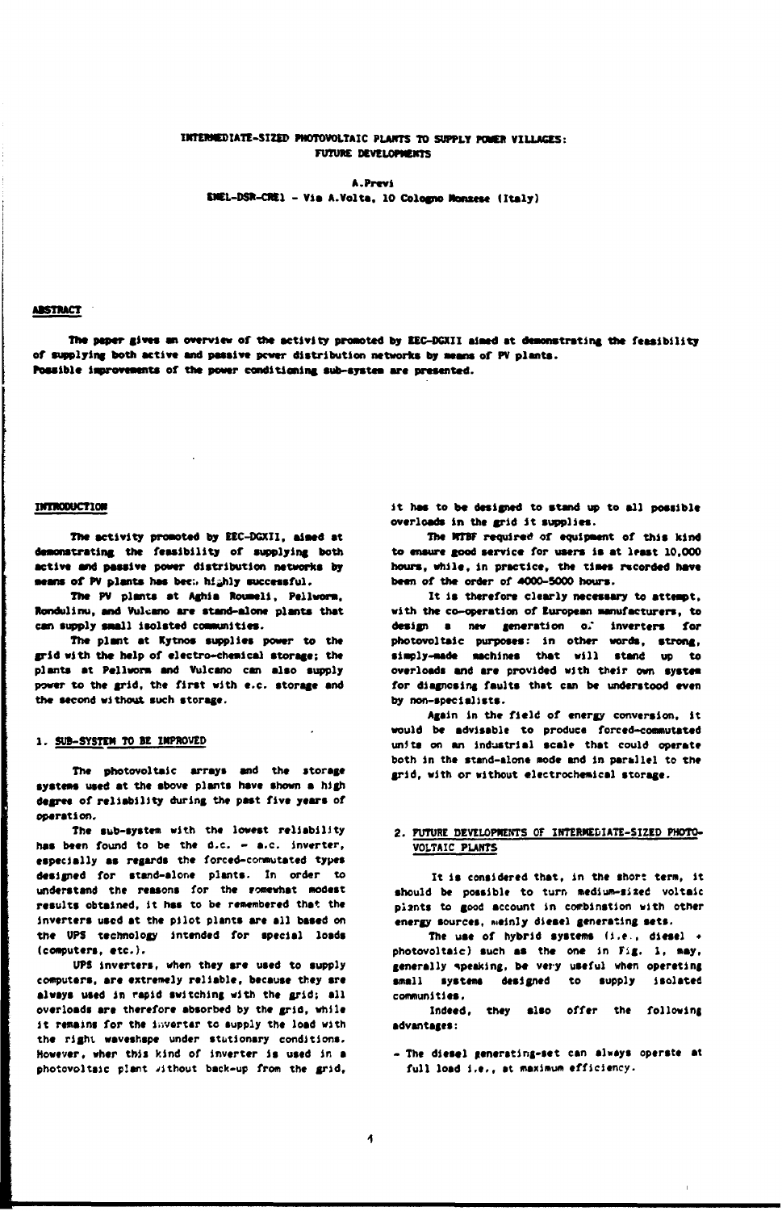# INTERMEDIATE-SIZED PHOTOVOLTAIC PLANTS TO SUPPLY POWER VILLAGES: FUTURE DEVELOPMENTS

**A.Previ**

**ENEL-DSR-CREl - Via A.Volta, 10 Cologno Monzese (Italy)**

## ABSTRACT

The paper gives an overview of the activity promoted by EEC-DGXII aimed at demonstrating the feasibility of supplying both active and passive pcwer distribution networks by means of PV plants.
Possible improvements of the power conditioning sub-system are presented.

## INTRODUCTION

The activity promoted by EEC-DGXII, aimed at demonstrating the feasibility of supplying both active and passive power distribution networks by means of PV plants has been highly successful.

The PV plants at Aghia Roumeli, Pellworm, Rondulinu, and Vulcano are stand-alone plants that can supply small isolated communities.

The plant at Kytnos supplies power to the grid with the help of electro-chemical storage; the plants at Pellworm and Vulcano can also supply power to the grid, the first with e.c. storage and the second without such storage.

## 1. SUB-SYSTEM TO BE IMPROVED

The photovoltaic arrays and the storage systems used at the above plants have shown a high degree of reliability during the past five years of operation.

The sub-system with the lowest reliability has been found to be the d.c. - a.c. inverter, especially as regards the forced-commutated types designed for stand-alone plants. In order to understand the reasons for the somewhat modest results obtained, it has to be remembered that the inverters used at the pilot plants are all based on the UPS technology intended for special loads (computers, etc.).

UPS inverters, when they are used to supply computers, are extremely reliable, because they are always used in rapid switching with the grid; all overloads are therefore absorbed by the grid, while it remains for the inverter to supply the load with the right waveshape under stationary conditions. However, when this kind of inverter is used in a photovoltaic plant without back-up from the grid, it has to be designed to stand up to all possible overloads in the grid it supplies.

The MTBF required of equipment of this kind to ensure good service for users is at least 10,000 hours, while, in practice, the times recorded have been of the order of 4000-5000 hours.

It is therefore clearly necessary to attempt, with the co-operation of European manufacturers, to design a new generation of inverters for photovoltaic purposes: in other words, strong, simply-made machines that will stand up to overloads and are provided with their own system for diagnosing faults that can be understood even by non-specialists.

Again in the field of energy conversion, it would be advisable to produce forced-commutated units on an industrial scale that could operate both in the stand-alone mode and in parallel to the grid, with or without electrochemical storage.

## 2. FUTURE DEVELOPMENTS OF INTERMEDIATE-SIZED PHOTOVOLTAIC PLANTS

It is considered that, in the short term, it should be possible to turn medium-sized voltaic plants to good account in combination with other energy sources, mainly diesel generating sets.

The use of hybrid systems (i.e., diesel + photovoltaic) such as the one in Fig. 1, may, generally speaking, be very useful when operating small systems designed to supply isolated communities.

Indeed, they also offer the following advantages:

- The diesel generating-set can always operate at full load i.e., at maximum efficiency.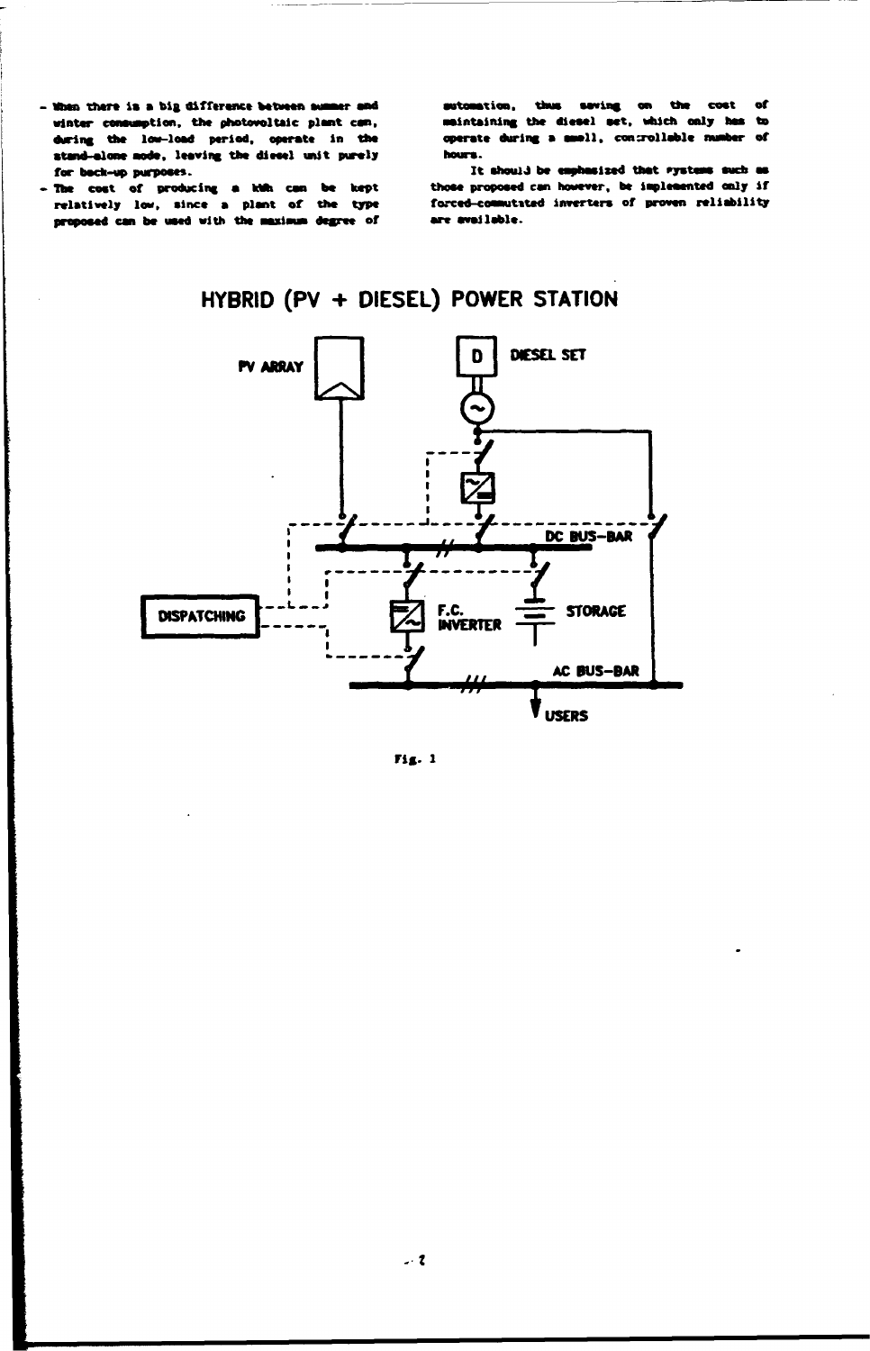- When there is a big difference between summer and winter consumption, the photovoltaic plant can, during the low-load period, operate in the stand-alone mode, leaving the diesel unit purely for back-up purposes.
- The cost of producing a kWh can be kept relatively low, since a plant of the type proposed can be used with the maximum degree of automation, thus saving on the cost of maintaining the diesel set, which only has to operate during a small, controllable number of hours.

It should be emphasized that systems such as those proposed can however, be implemented only if forced-commutated inverters of proven reliability are available.

HYBRID (PV + DIESEL) POWER STATION

PV ARRAY

D

DIESEL SET

DC BUS-BAR

DISPATCHING

F.C. INVERTER

STORAGE

AC BUS-BAR

USERS

Fig. 1